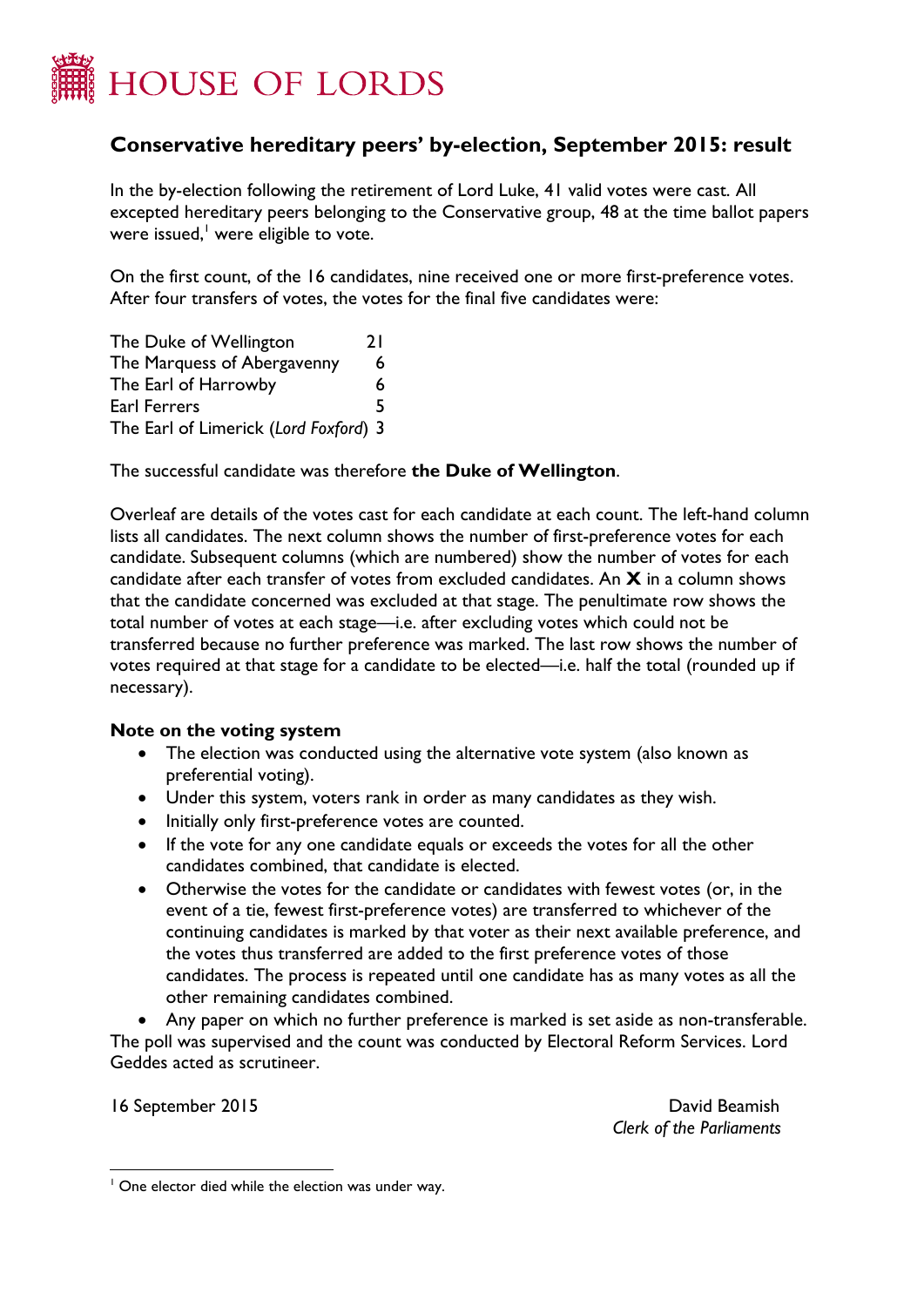# HOUSE OF LORDS

## Conservative hereditary peers' by-election, September 2015: result

In the by-election following the retirement of Lord Luke, 41 valid votes were cast. All excepted hereditary peers belonging to the Conservative group, 48 at the time ballot papers were issued,[1] were eligible to vote.

On the first count, of the 16 candidates, nine received one or more first-preference votes. After four transfers of votes, the votes for the final five candidates were:

| | |
|---|---|
| The Duke of Wellington | 21 |
| The Marquess of Abergavenny | 6 |
| The Earl of Harrowby | 6 |
| Earl Ferrers | 5 |
| The Earl of Limerick (*Lord Foxford*) | 3 |

The successful candidate was therefore **the Duke of Wellington**.

Overleaf are details of the votes cast for each candidate at each count. The left-hand column lists all candidates. The next column shows the number of first-preference votes for each candidate. Subsequent columns (which are numbered) show the number of votes for each candidate after each transfer of votes from excluded candidates. An **X** in a column shows that the candidate concerned was excluded at that stage. The penultimate row shows the total number of votes at each stage—i.e. after excluding votes which could not be transferred because no further preference was marked. The last row shows the number of votes required at that stage for a candidate to be elected—i.e. half the total (rounded up if necessary).

### Note on the voting system

- The election was conducted using the alternative vote system (also known as preferential voting).
- Under this system, voters rank in order as many candidates as they wish.
- Initially only first-preference votes are counted.
- If the vote for any one candidate equals or exceeds the votes for all the other candidates combined, that candidate is elected.
- Otherwise the votes for the candidate or candidates with fewest votes (or, in the event of a tie, fewest first-preference votes) are transferred to whichever of the continuing candidates is marked by that voter as their next available preference, and the votes thus transferred are added to the first preference votes of those candidates. The process is repeated until one candidate has as many votes as all the other remaining candidates combined.
- Any paper on which no further preference is marked is set aside as non-transferable.

The poll was supervised and the count was conducted by Electoral Reform Services. Lord Geddes acted as scrutineer.

16 September 2015

David Beamish
*Clerk of the Parliaments*

[1] One elector died while the election was under way.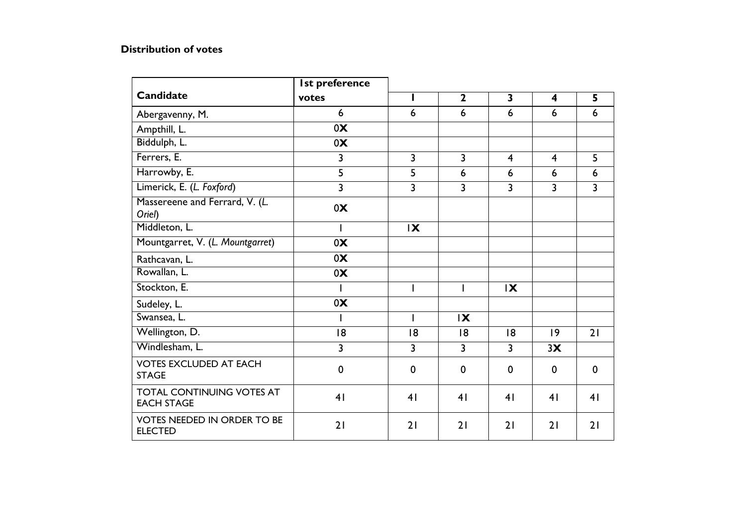## Distribution of votes

| Candidate | 1st preference votes | 1 | 2 | 3 | 4 | 5 |
|---|---|---|---|---|---|---|
| Abergavenny, M. | 6 | 6 | 6 | 6 | 6 | 6 |
| Ampthill, L. | 0**X** | | | | | |
| Biddulph, L. | 0**X** | | | | | |
| Ferrers, E. | 3 | 3 | 3 | 4 | 4 | 5 |
| Harrowby, E. | 5 | 5 | 6 | 6 | 6 | 6 |
| Limerick, E. (*L. Foxford*) | 3 | 3 | 3 | 3 | 3 | 3 |
| Massereene and Ferrard, V. (*L. Oriel*) | 0**X** | | | | | |
| Middleton, L. | 1 | 1**X** | | | | |
| Mountgarret, V. (*L. Mountgarret*) | 0**X** | | | | | |
| Rathcavan, L. | 0**X** | | | | | |
| Rowallan, L. | 0**X** | | | | | |
| Stockton, E. | 1 | 1 | 1 | 1**X** | | |
| Sudeley, L. | 0**X** | | | | | |
| Swansea, L. | 1 | 1 | 1**X** | | | |
| Wellington, D. | 18 | 18 | 18 | 18 | 19 | 21 |
| Windlesham, L. | 3 | 3 | 3 | 3 | 3**X** | |
| VOTES EXCLUDED AT EACH STAGE | 0 | 0 | 0 | 0 | 0 | 0 |
| TOTAL CONTINUING VOTES AT EACH STAGE | 41 | 41 | 41 | 41 | 41 | 41 |
| VOTES NEEDED IN ORDER TO BE ELECTED | 21 | 21 | 21 | 21 | 21 | 21 |